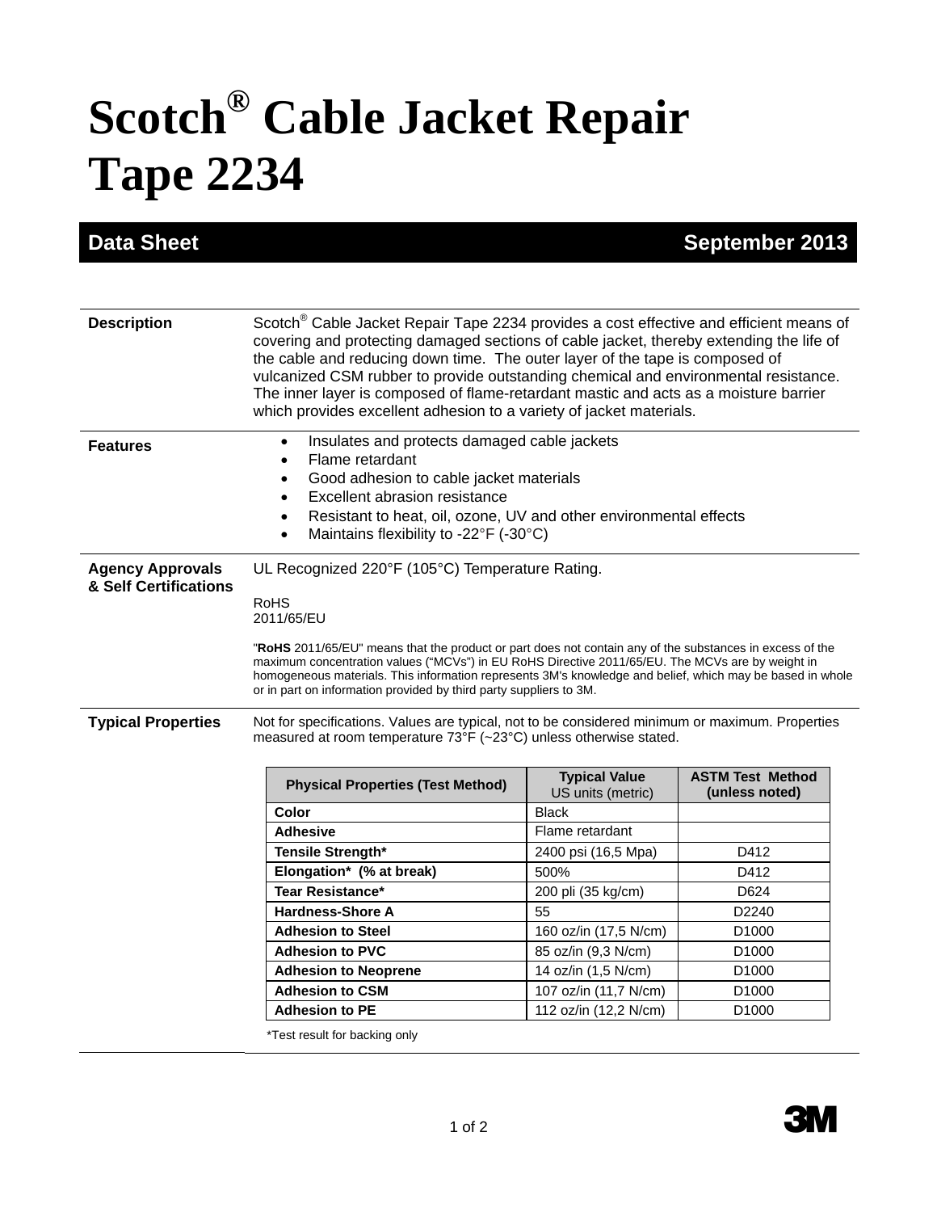# Scotch® Cable Jacket Repair Tape 2234

## Data Sheet — September 2013

### Description

Scotch® Cable Jacket Repair Tape 2234 provides a cost effective and efficient means of covering and protecting damaged sections of cable jacket, thereby extending the life of the cable and reducing down time. The outer layer of the tape is composed of vulcanized CSM rubber to provide outstanding chemical and environmental resistance. The inner layer is composed of flame-retardant mastic and acts as a moisture barrier which provides excellent adhesion to a variety of jacket materials.

### Features

- Insulates and protects damaged cable jackets
- Flame retardant
- Good adhesion to cable jacket materials
- Excellent abrasion resistance
- Resistant to heat, oil, ozone, UV and other environmental effects
- Maintains flexibility to -22°F (-30°C)

### Agency Approvals & Self Certifications

UL Recognized 220°F (105°C) Temperature Rating.

RoHS
2011/65/EU

"**RoHS** 2011/65/EU" means that the product or part does not contain any of the substances in excess of the maximum concentration values ("MCVs") in EU RoHS Directive 2011/65/EU. The MCVs are by weight in homogeneous materials. This information represents 3M's knowledge and belief, which may be based in whole or in part on information provided by third party suppliers to 3M.

### Typical Properties

Not for specifications. Values are typical, not to be considered minimum or maximum. Properties measured at room temperature 73°F (~23°C) unless otherwise stated.

| Physical Properties (Test Method) | Typical Value US units (metric) | ASTM Test Method (unless noted) |
|---|---|---|
| **Color** | Black | |
| **Adhesive** | Flame retardant | |
| **Tensile Strength*** | 2400 psi (16,5 Mpa) | D412 |
| **Elongation* (% at break)** | 500% | D412 |
| **Tear Resistance*** | 200 pli (35 kg/cm) | D624 |
| **Hardness-Shore A** | 55 | D2240 |
| **Adhesion to Steel** | 160 oz/in (17,5 N/cm) | D1000 |
| **Adhesion to PVC** | 85 oz/in (9,3 N/cm) | D1000 |
| **Adhesion to Neoprene** | 14 oz/in (1,5 N/cm) | D1000 |
| **Adhesion to CSM** | 107 oz/in (11,7 N/cm) | D1000 |
| **Adhesion to PE** | 112 oz/in (12,2 N/cm) | D1000 |

*Test result for backing only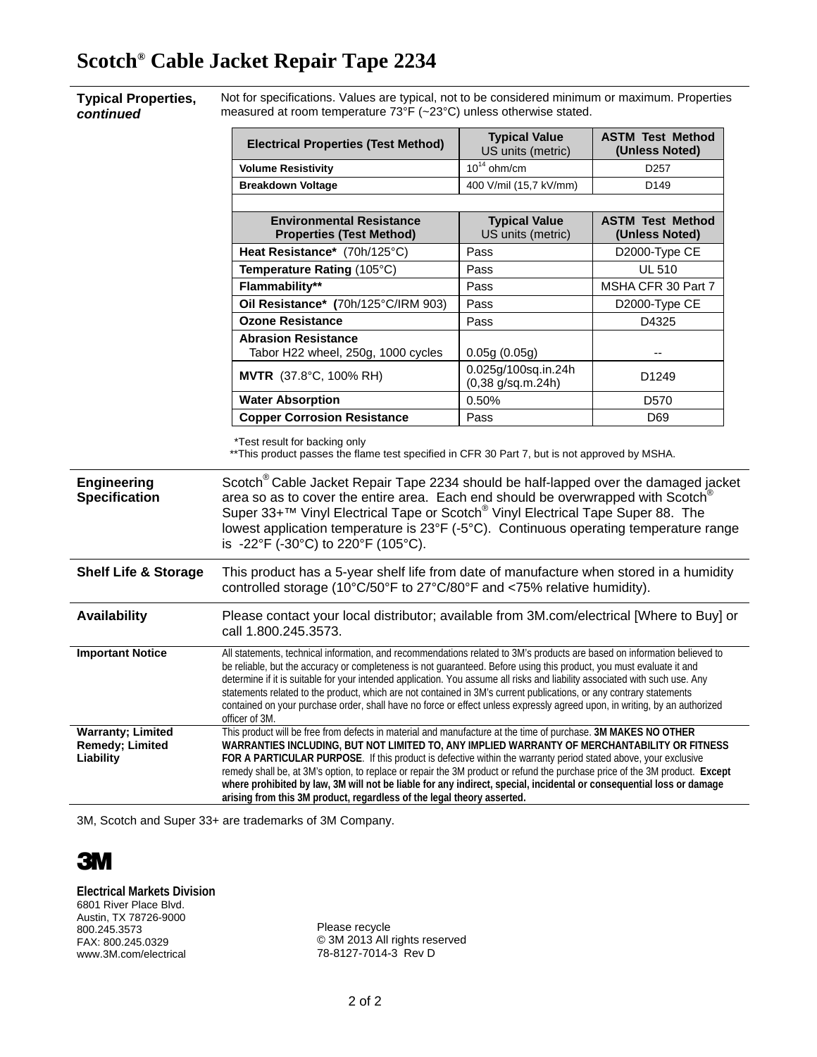# Scotch® Cable Jacket Repair Tape 2234

**Typical Properties, *continued***

Not for specifications. Values are typical, not to be considered minimum or maximum. Properties measured at room temperature 73°F (~23°C) unless otherwise stated.

| Electrical Properties (Test Method) | Typical Value US units (metric) | ASTM Test Method (Unless Noted) |
|---|---|---|
| **Volume Resistivity** | $10^{14}$ ohm/cm | D257 |
| **Breakdown Voltage** | 400 V/mil (15,7 kV/mm) | D149 |

| Environmental Resistance Properties (Test Method) | Typical Value US units (metric) | ASTM Test Method (Unless Noted) |
|---|---|---|
| **Heat Resistance*** (70h/125°C) | Pass | D2000-Type CE |
| **Temperature Rating** (105°C) | Pass | UL 510 |
| **Flammability**** | Pass | MSHA CFR 30 Part 7 |
| **Oil Resistance*** (70h/125°C/IRM 903) | Pass | D2000-Type CE |
| **Ozone Resistance** | Pass | D4325 |
| **Abrasion Resistance** Tabor H22 wheel, 250g, 1000 cycles | 0.05g (0.05g) | -- |
| **MVTR** (37.8°C, 100% RH) | 0.025g/100sq.in.24h (0,38 g/sq.m.24h) | D1249 |
| **Water Absorption** | 0.50% | D570 |
| **Copper Corrosion Resistance** | Pass | D69 |

*Test result for backing only

**This product passes the flame test specified in CFR 30 Part 7, but is not approved by MSHA.

## Engineering Specification

Scotch® Cable Jacket Repair Tape 2234 should be half-lapped over the damaged jacket area so as to cover the entire area. Each end should be overwrapped with Scotch® Super 33+™ Vinyl Electrical Tape or Scotch® Vinyl Electrical Tape Super 88. The lowest application temperature is 23°F (-5°C). Continuous operating temperature range is -22°F (-30°C) to 220°F (105°C).

## Shelf Life & Storage

This product has a 5-year shelf life from date of manufacture when stored in a humidity controlled storage (10°C/50°F to 27°C/80°F and <75% relative humidity).

## Availability

Please contact your local distributor; available from 3M.com/electrical [Where to Buy] or call 1.800.245.3573.

## Important Notice

All statements, technical information, and recommendations related to 3M's products are based on information believed to be reliable, but the accuracy or completeness is not guaranteed. Before using this product, you must evaluate it and determine if it is suitable for your intended application. You assume all risks and liability associated with such use. Any statements related to the product, which are not contained in 3M's current publications, or any contrary statements contained on your purchase order, shall have no force or effect unless expressly agreed upon, in writing, by an authorized officer of 3M.

## Warranty; Limited Remedy; Limited Liability

This product will be free from defects in material and manufacture at the time of purchase. **3M MAKES NO OTHER WARRANTIES INCLUDING, BUT NOT LIMITED TO, ANY IMPLIED WARRANTY OF MERCHANTABILITY OR FITNESS FOR A PARTICULAR PURPOSE**. If this product is defective within the warranty period stated above, your exclusive remedy shall be, at 3M's option, to replace or repair the 3M product or refund the purchase price of the 3M product. **Except where prohibited by law, 3M will not be liable for any indirect, special, incidental or consequential loss or damage arising from this 3M product, regardless of the legal theory asserted.**

3M, Scotch and Super 33+ are trademarks of 3M Company.

3M

**Electrical Markets Division**
6801 River Place Blvd.
Austin, TX 78726-9000
800.245.3573
FAX: 800.245.0329
www.3M.com/electrical

Please recycle
© 3M 2013 All rights reserved
78-8127-7014-3 Rev D